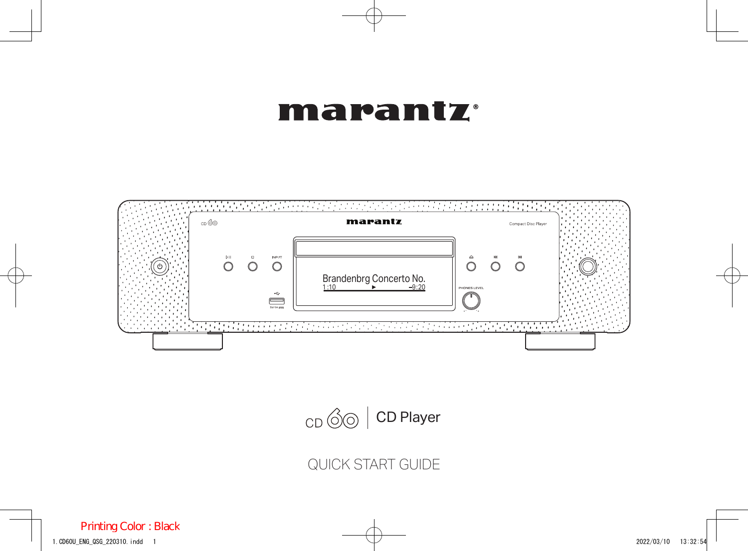# marantz®

CD 60 | CD Player

QUICK START GUIDE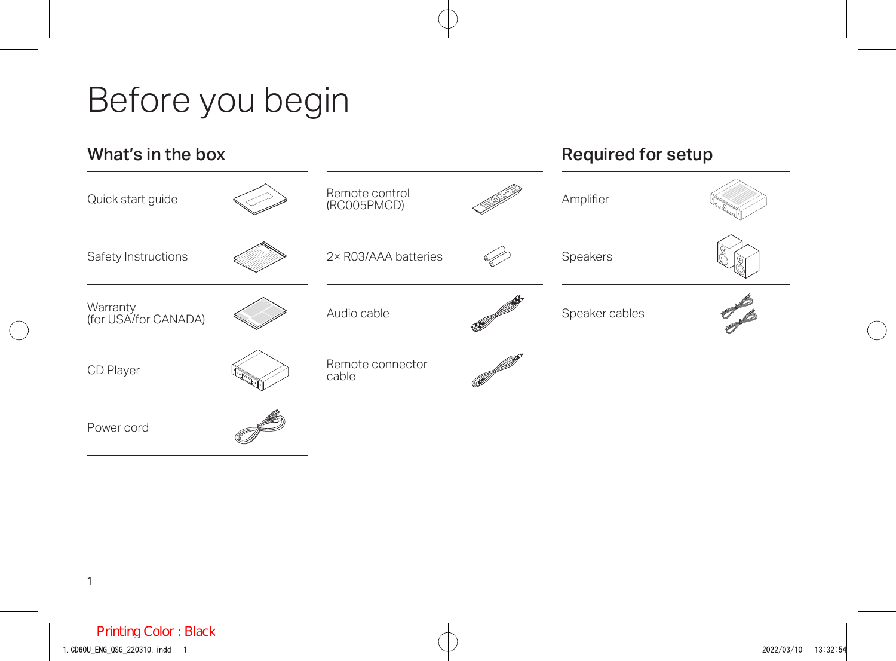# Before you begin

## What's in the box

- Quick start guide
- Safety Instructions
- Warranty (for USA/for CANADA)
- CD Player
- Power cord
- Remote control (RC005PMCD)
- 2× R03/AAA batteries
- Audio cable
- Remote connector cable

## Required for setup

- Amplifier
- Speakers
- Speaker cables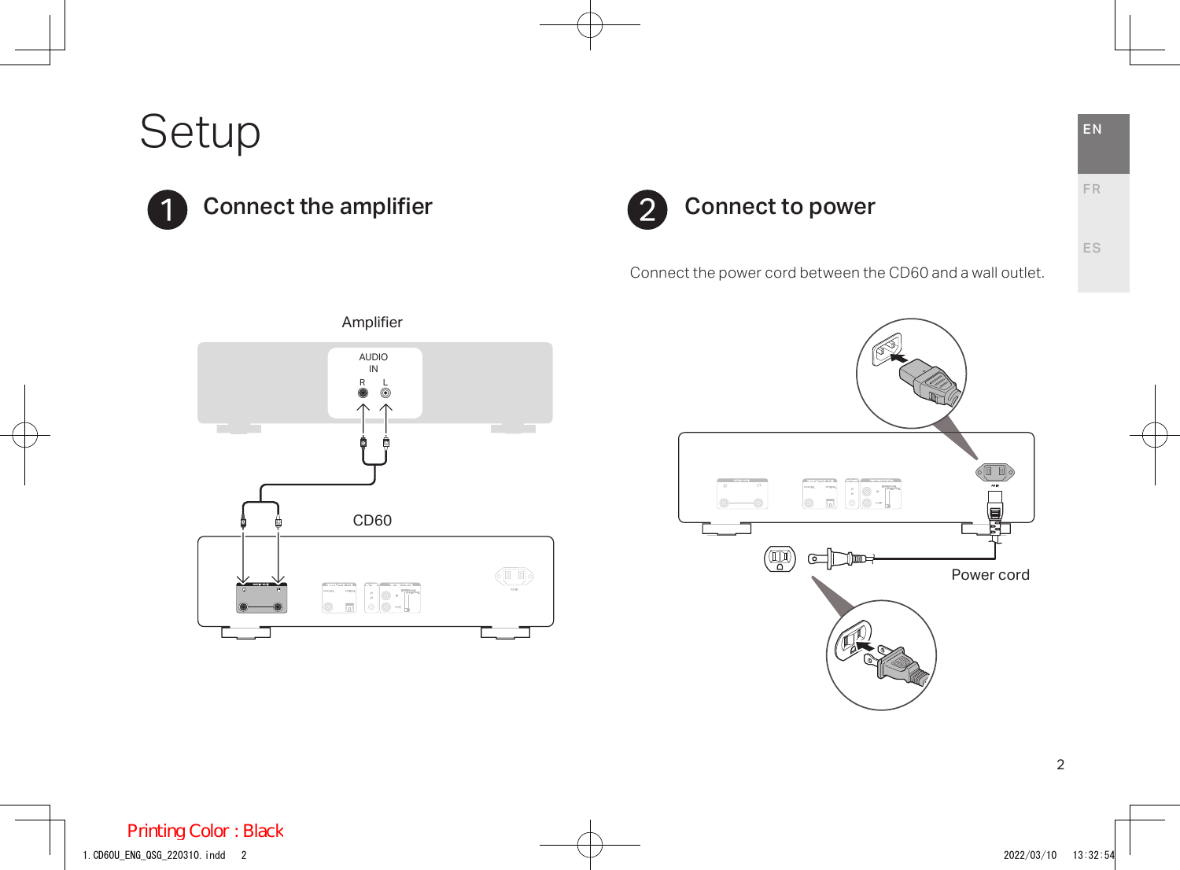# Setup

## 1 Connect the amplifier

Amplifier

AUDIO IN

R L

CD60

## 2 Connect to power

Connect the power cord between the CD60 and a wall outlet.

Power cord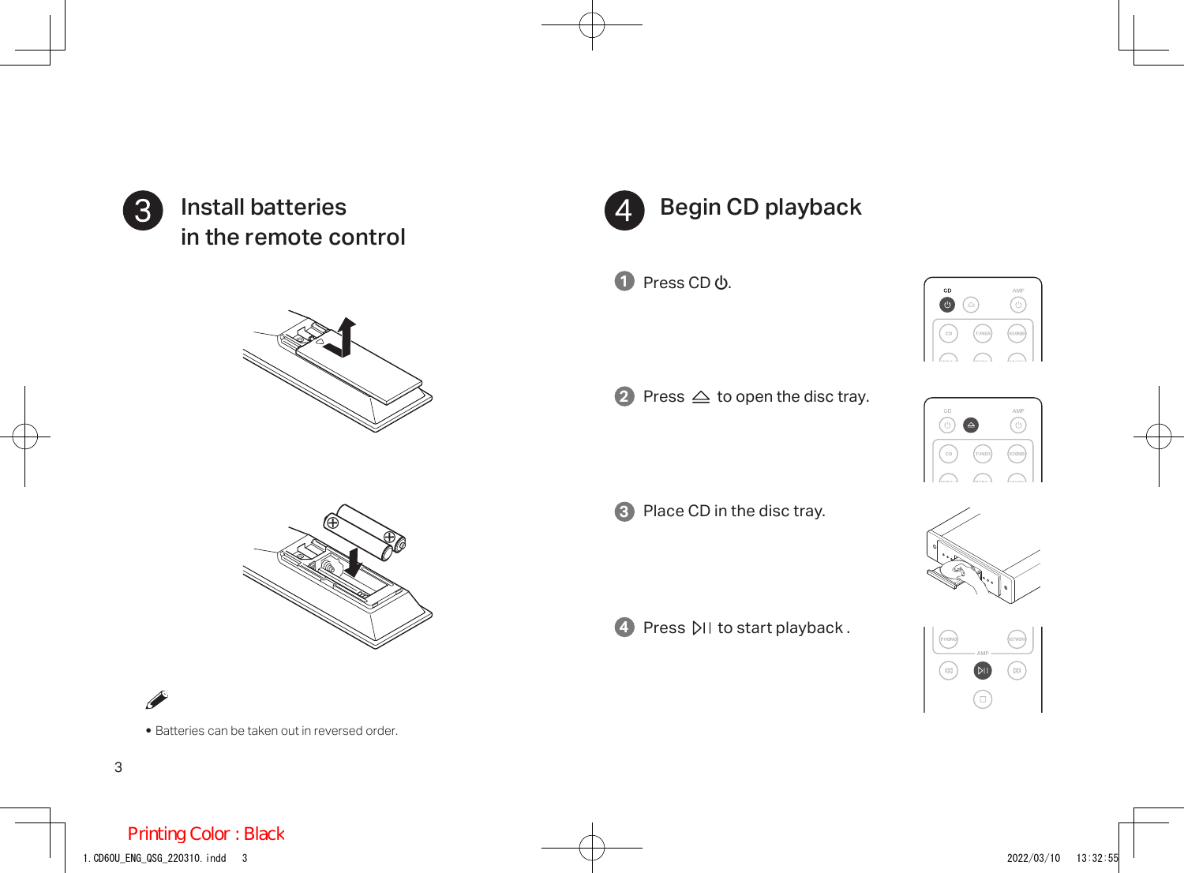## 3 Install batteries in the remote control

- Batteries can be taken out in reversed order.

## 4 Begin CD playback

1. Press CD ⏻.
2. Press ⏏ to open the disc tray.
3. Place CD in the disc tray.
4. Press ▷II to start playback .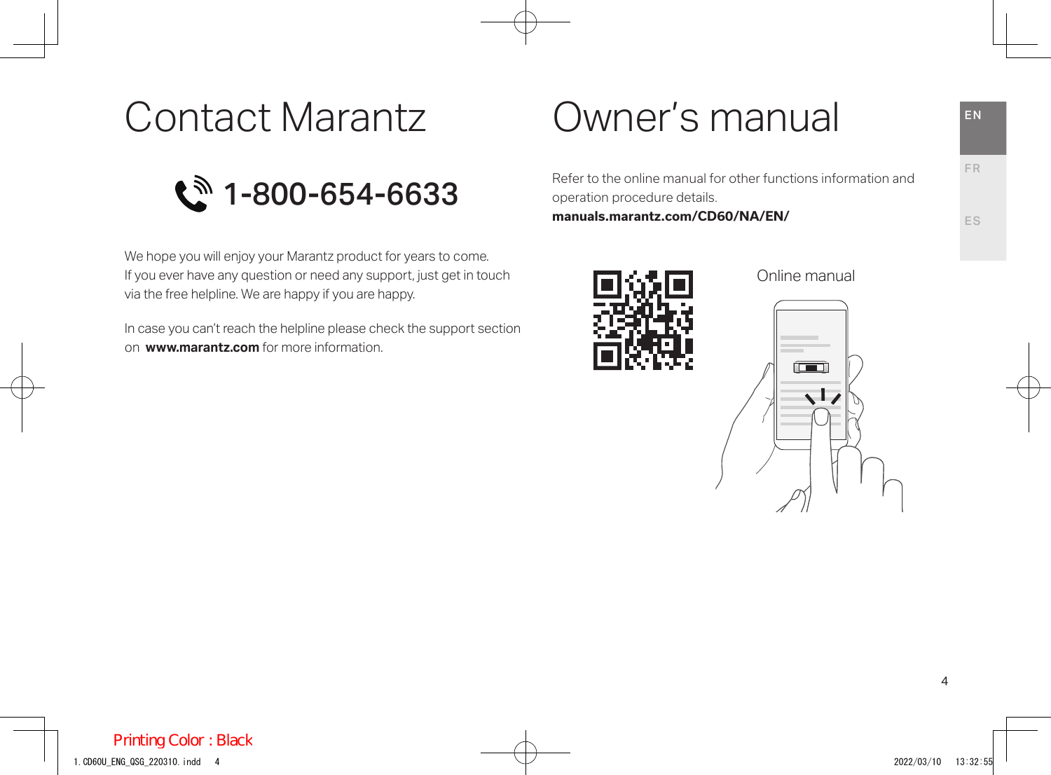# Contact Marantz

## 1-800-654-6633

We hope you will enjoy your Marantz product for years to come.
If you ever have any question or need any support, just get in touch via the free helpline. We are happy if you are happy.

In case you can't reach the helpline please check the support section on **www.marantz.com** for more information.

# Owner's manual

Refer to the online manual for other functions information and operation procedure details.
**manuals.marantz.com/CD60/NA/EN/**

Online manual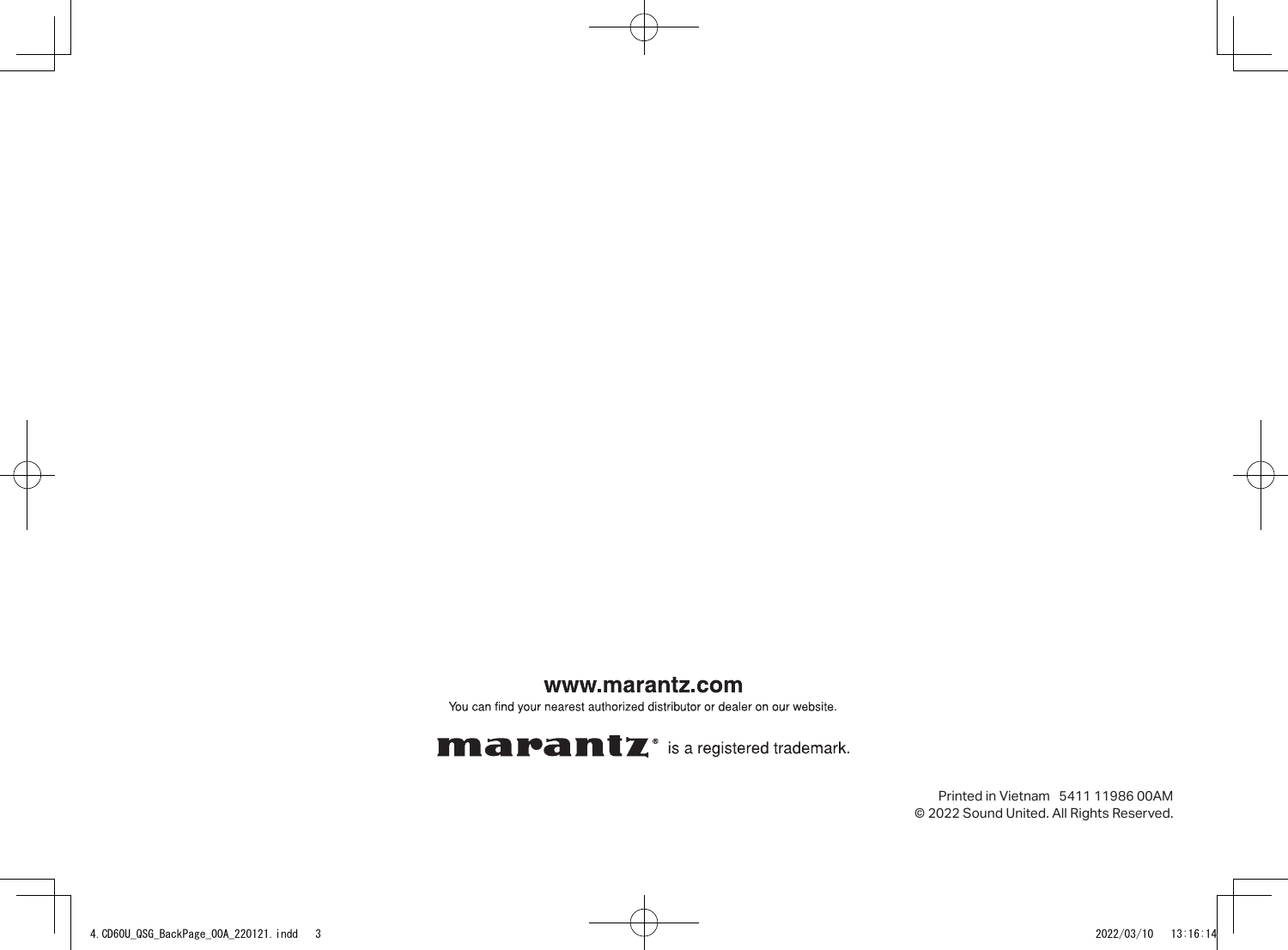**www.marantz.com**

You can find your nearest authorized distributor or dealer on our website.

marantz® is a registered trademark.

Printed in Vietnam 5411 11986 00AM
© 2022 Sound United. All Rights Reserved.